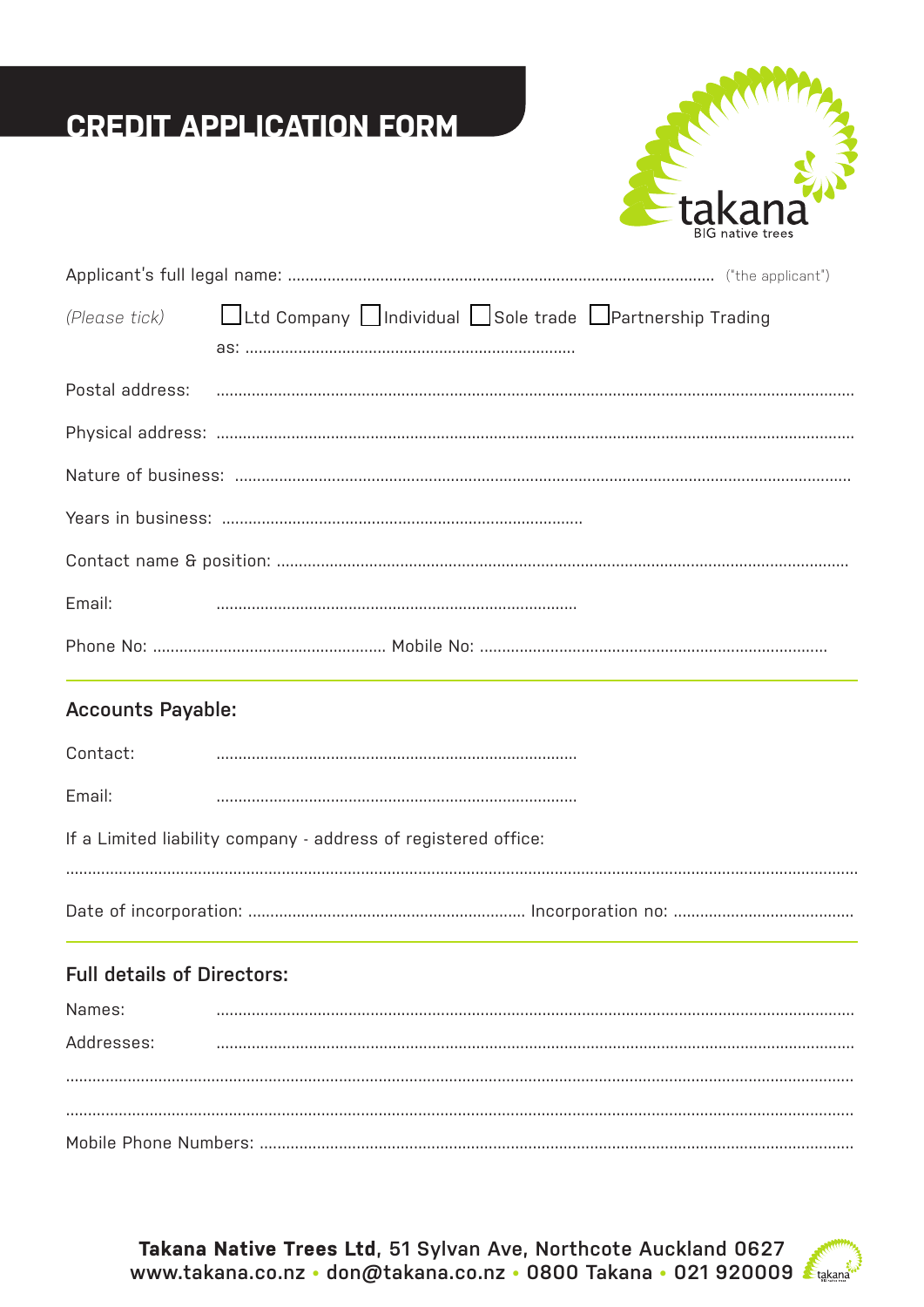# CREDIT APPLICATION FORM

takana
BIG native trees

Applicant's full legal name: ........................................................................................................ ("the applicant")

*(Please tick)* ☐ Ltd Company ☐ Individual ☐ Sole trade ☐ Partnership Trading as: ..........................................................................

Postal address: ..............................................................................................................................................

Physical address: ..............................................................................................................................................

Nature of business: ........................................................................................................................................

Years in business: .................................................................................

Contact name & position: ................................................................................................................................

Email: .................................................................................

Phone No: .................................................... Mobile No: .............................................................................

## Accounts Payable:

Contact: .................................................................................

Email: .................................................................................

If a Limited liability company - address of registered office:

..............................................................................................................................................................................

Date of incorporation: .............................................................. Incorporation no: .........................................

## Full details of Directors:

Names: ..............................................................................................................................................

Addresses: ..............................................................................................................................................

..............................................................................................................................................................................

..............................................................................................................................................................................

Mobile Phone Numbers: ..............................................................................................................................

**Takana Native Trees Ltd**, 51 Sylvan Ave, Northcote Auckland 0627
www.takana.co.nz • don@takana.co.nz • 0800 Takana • 021 920009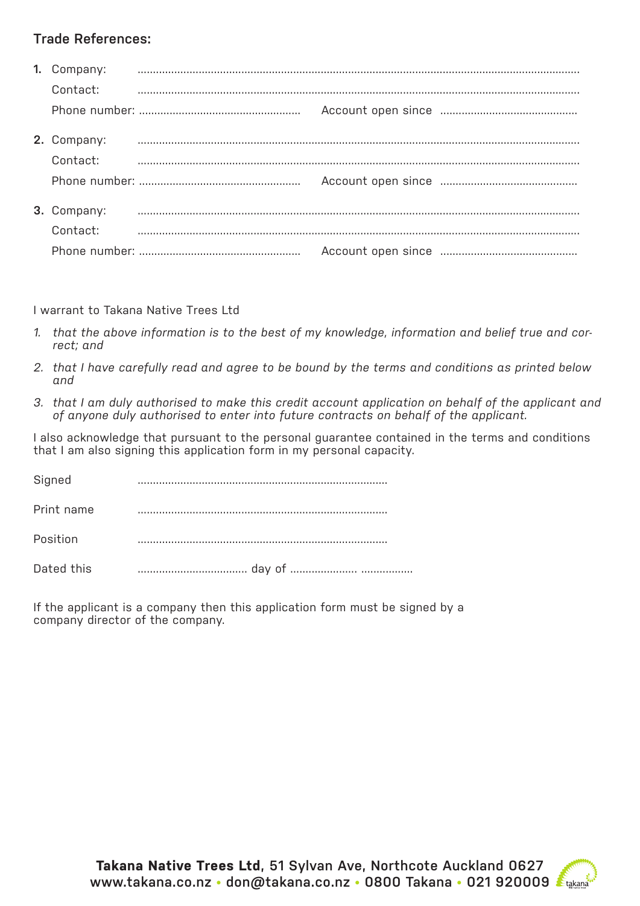## Trade References:

**1.** Company: ..............................................................................................................................................

Contact: ..............................................................................................................................................

Phone number: .................................................... Account open since ............................................

**2.** Company: ..............................................................................................................................................

Contact: ..............................................................................................................................................

Phone number: .................................................... Account open since ............................................

**3.** Company: ..............................................................................................................................................

Contact: ..............................................................................................................................................

Phone number: .................................................... Account open since ............................................

I warrant to Takana Native Trees Ltd

1. *that the above information is to the best of my knowledge, information and belief true and correct; and*
2. *that I have carefully read and agree to be bound by the terms and conditions as printed below and*
3. *that I am duly authorised to make this credit account application on behalf of the applicant and of anyone duly authorised to enter into future contracts on behalf of the applicant.*

I also acknowledge that pursuant to the personal guarantee contained in the terms and conditions that I am also signing this application form in my personal capacity.

Signed .................................................................................

Print name .................................................................................

Position .................................................................................

Dated this .................................... day of ...................... .................

If the applicant is a company then this application form must be signed by a company director of the company.

**Takana Native Trees Ltd**, 51 Sylvan Ave, Northcote Auckland 0627
www.takana.co.nz • don@takana.co.nz • 0800 Takana • 021 920009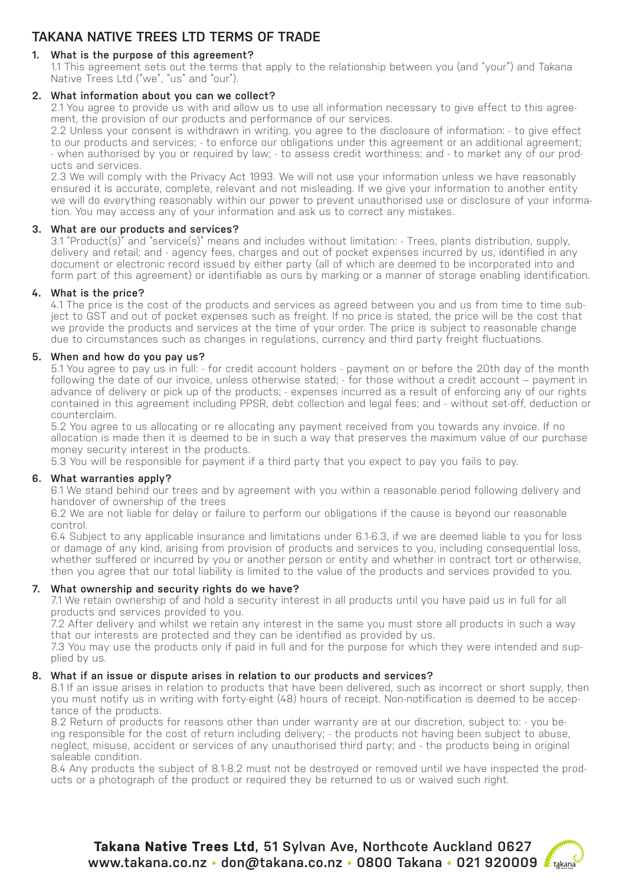# TAKANA NATIVE TREES LTD TERMS OF TRADE

## 1. What is the purpose of this agreement?

1.1 This agreement sets out the terms that apply to the relationship between you (and "your") and Takana Native Trees Ltd ("we", "us" and "our").

## 2. What information about you can we collect?

2.1 You agree to provide us with and allow us to use all information necessary to give effect to this agreement, the provision of our products and performance of our services.

2.2 Unless your consent is withdrawn in writing, you agree to the disclosure of information: - to give effect to our products and services; - to enforce our obligations under this agreement or an additional agreement; - when authorised by you or required by law; - to assess credit worthiness; and - to market any of our products and services.

2.3 We will comply with the Privacy Act 1993. We will not use your information unless we have reasonably ensured it is accurate, complete, relevant and not misleading. If we give your information to another entity we will do everything reasonably within our power to prevent unauthorised use or disclosure of your information. You may access any of your information and ask us to correct any mistakes.

## 3. What are our products and services?

3.1 "Product(s)" and "service(s)" means and includes without limitation: - Trees, plants distribution, supply, delivery and retail; and - agency fees, charges and out of pocket expenses incurred by us, identified in any document or electronic record issued by either party (all of which are deemed to be incorporated into and form part of this agreement) or identifiable as ours by marking or a manner of storage enabling identification.

## 4. What is the price?

4.1 The price is the cost of the products and services as agreed between you and us from time to time subject to GST and out of pocket expenses such as freight. If no price is stated, the price will be the cost that we provide the products and services at the time of your order. The price is subject to reasonable change due to circumstances such as changes in regulations, currency and third party freight fluctuations.

## 5. When and how do you pay us?

5.1 You agree to pay us in full: - for credit account holders - payment on or before the 20th day of the month following the date of our invoice, unless otherwise stated; - for those without a credit account – payment in advance of delivery or pick up of the products; - expenses incurred as a result of enforcing any of our rights contained in this agreement including PPSR, debt collection and legal fees; and - without set-off, deduction or counterclaim.

5.2 You agree to us allocating or re allocating any payment received from you towards any invoice. If no allocation is made then it is deemed to be in such a way that preserves the maximum value of our purchase money security interest in the products.

5.3 You will be responsible for payment if a third party that you expect to pay you fails to pay.

## 6. What warranties apply?

6.1 We stand behind our trees and by agreement with you within a reasonable period following delivery and handover of ownership of the trees

6.2 We are not liable for delay or failure to perform our obligations if the cause is beyond our reasonable control.

6.4 Subject to any applicable insurance and limitations under 6.1-6.3, if we are deemed liable to you for loss or damage of any kind, arising from provision of products and services to you, including consequential loss, whether suffered or incurred by you or another person or entity and whether in contract tort or otherwise, then you agree that our total liability is limited to the value of the products and services provided to you.

## 7. What ownership and security rights do we have?

7.1 We retain ownership of and hold a security interest in all products until you have paid us in full for all products and services provided to you.

7.2 After delivery and whilst we retain any interest in the same you must store all products in such a way that our interests are protected and they can be identified as provided by us.

7.3 You may use the products only if paid in full and for the purpose for which they were intended and supplied by us.

## 8. What if an issue or dispute arises in relation to our products and services?

8.1 If an issue arises in relation to products that have been delivered, such as incorrect or short supply, then you must notify us in writing with forty-eight (48) hours of receipt. Non-notification is deemed to be acceptance of the products.

8.2 Return of products for reasons other than under warranty are at our discretion, subject to: - you being responsible for the cost of return including delivery; - the products not having been subject to abuse, neglect, misuse, accident or services of any unauthorised third party; and - the products being in original saleable condition.

8.4 Any products the subject of 8.1-8.2 must not be destroyed or removed until we have inspected the products or a photograph of the product or required they be returned to us or waived such right.

**Takana Native Trees Ltd,** 51 Sylvan Ave, Northcote Auckland 0627
www.takana.co.nz • don@takana.co.nz • 0800 Takana • 021 920009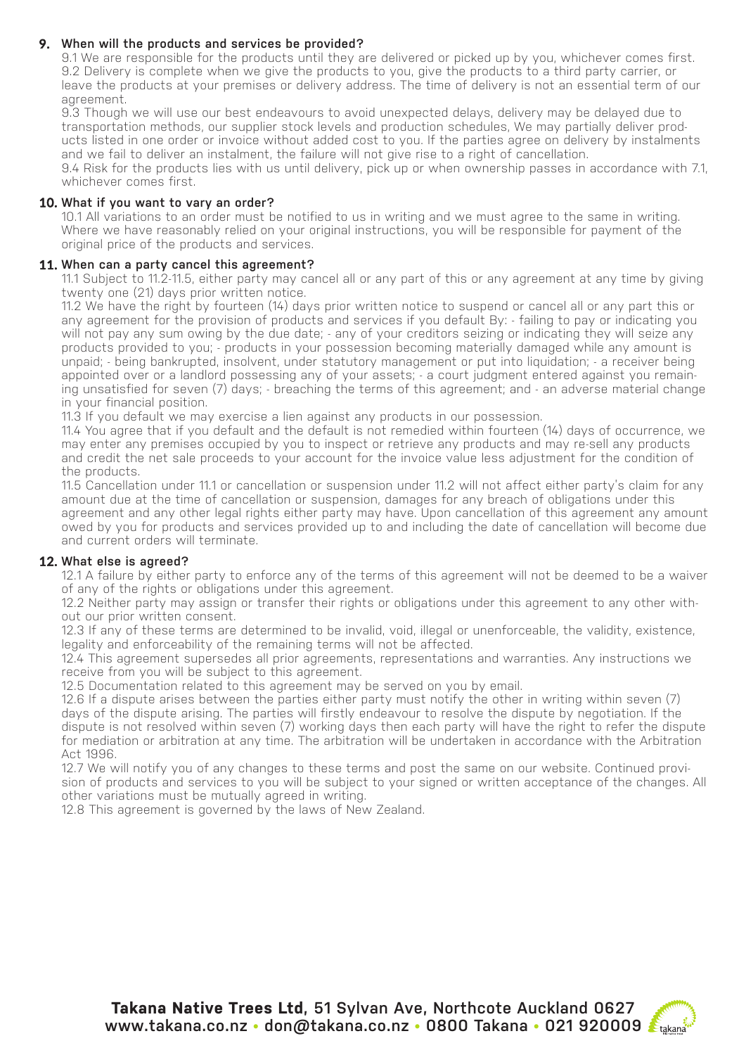## 9. When will the products and services be provided?

9.1 We are responsible for the products until they are delivered or picked up by you, whichever comes first.
9.2 Delivery is complete when we give the products to you, give the products to a third party carrier, or leave the products at your premises or delivery address. The time of delivery is not an essential term of our agreement.
9.3 Though we will use our best endeavours to avoid unexpected delays, delivery may be delayed due to transportation methods, our supplier stock levels and production schedules, We may partially deliver products listed in one order or invoice without added cost to you. If the parties agree on delivery by instalments and we fail to deliver an instalment, the failure will not give rise to a right of cancellation.
9.4 Risk for the products lies with us until delivery, pick up or when ownership passes in accordance with 7.1, whichever comes first.

## 10. What if you want to vary an order?

10.1 All variations to an order must be notified to us in writing and we must agree to the same in writing. Where we have reasonably relied on your original instructions, you will be responsible for payment of the original price of the products and services.

## 11. When can a party cancel this agreement?

11.1 Subject to 11.2-11.5, either party may cancel all or any part of this or any agreement at any time by giving twenty one (21) days prior written notice.
11.2 We have the right by fourteen (14) days prior written notice to suspend or cancel all or any part this or any agreement for the provision of products and services if you default By: - failing to pay or indicating you will not pay any sum owing by the due date; - any of your creditors seizing or indicating they will seize any products provided to you; - products in your possession becoming materially damaged while any amount is unpaid; - being bankrupted, insolvent, under statutory management or put into liquidation; - a receiver being appointed over or a landlord possessing any of your assets; - a court judgment entered against you remaining unsatisfied for seven (7) days; - breaching the terms of this agreement; and - an adverse material change in your financial position.
11.3 If you default we may exercise a lien against any products in our possession.
11.4 You agree that if you default and the default is not remedied within fourteen (14) days of occurrence, we may enter any premises occupied by you to inspect or retrieve any products and may re-sell any products and credit the net sale proceeds to your account for the invoice value less adjustment for the condition of the products.
11.5 Cancellation under 11.1 or cancellation or suspension under 11.2 will not affect either party's claim for any amount due at the time of cancellation or suspension, damages for any breach of obligations under this agreement and any other legal rights either party may have. Upon cancellation of this agreement any amount owed by you for products and services provided up to and including the date of cancellation will become due and current orders will terminate.

## 12. What else is agreed?

12.1 A failure by either party to enforce any of the terms of this agreement will not be deemed to be a waiver of any of the rights or obligations under this agreement.
12.2 Neither party may assign or transfer their rights or obligations under this agreement to any other without our prior written consent.
12.3 If any of these terms are determined to be invalid, void, illegal or unenforceable, the validity, existence, legality and enforceability of the remaining terms will not be affected.
12.4 This agreement supersedes all prior agreements, representations and warranties. Any instructions we receive from you will be subject to this agreement.
12.5 Documentation related to this agreement may be served on you by email.
12.6 If a dispute arises between the parties either party must notify the other in writing within seven (7) days of the dispute arising. The parties will firstly endeavour to resolve the dispute by negotiation. If the dispute is not resolved within seven (7) working days then each party will have the right to refer the dispute for mediation or arbitration at any time. The arbitration will be undertaken in accordance with the Arbitration Act 1996.
12.7 We will notify you of any changes to these terms and post the same on our website. Continued provision of products and services to you will be subject to your signed or written acceptance of the changes. All other variations must be mutually agreed in writing.
12.8 This agreement is governed by the laws of New Zealand.